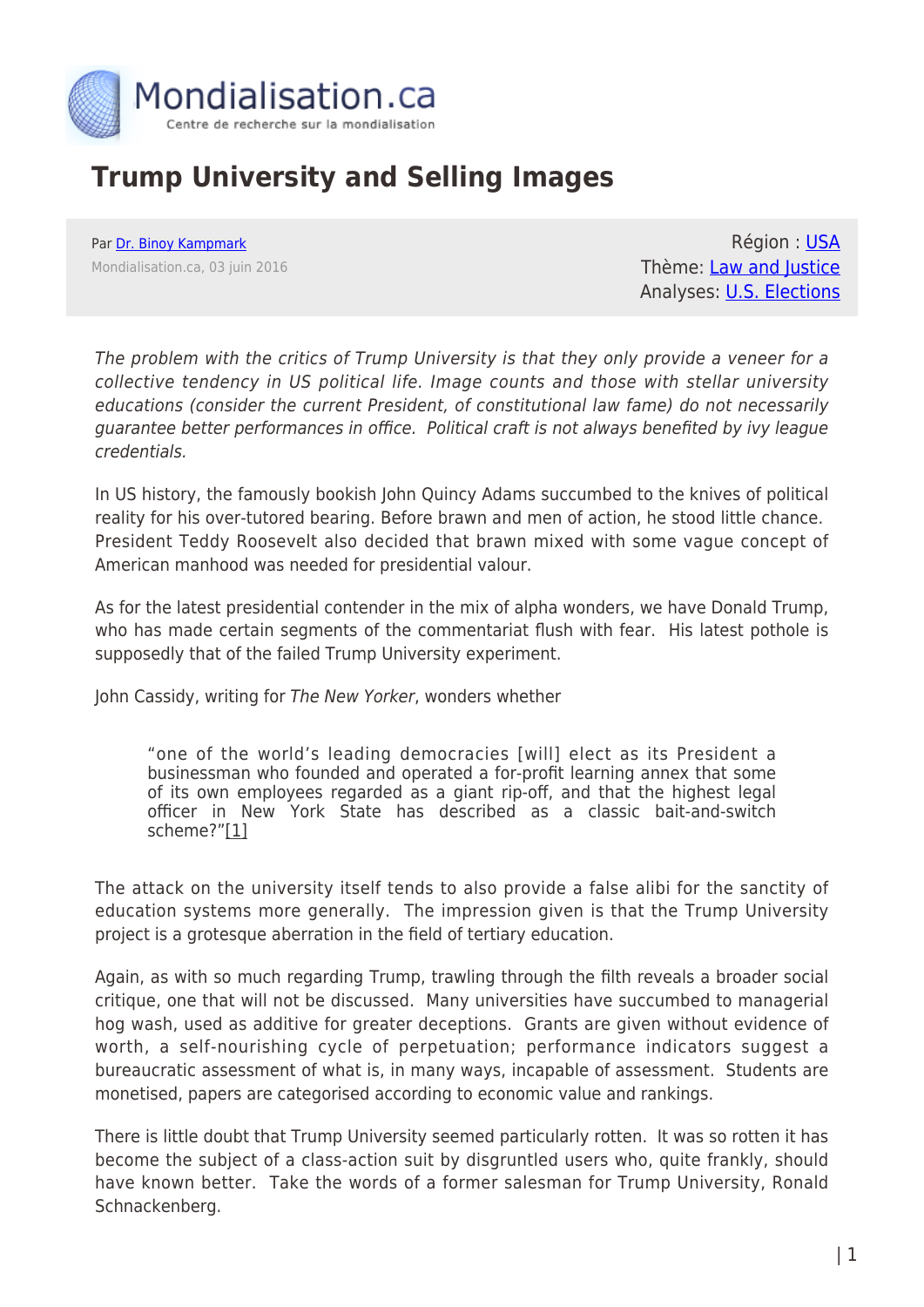# Trump University and Selling Images

Par Dr. Binoy Kampmark

Mondialisation.ca, 03 juin 2016

Région : USA
Thème: Law and Justice
Analyses: U.S. Elections

*The problem with the critics of Trump University is that they only provide a veneer for a collective tendency in US political life. Image counts and those with stellar university educations (consider the current President, of constitutional law fame) do not necessarily guarantee better performances in office. Political craft is not always benefited by ivy league credentials.*

In US history, the famously bookish John Quincy Adams succumbed to the knives of political reality for his over-tutored bearing. Before brawn and men of action, he stood little chance. President Teddy Roosevelt also decided that brawn mixed with some vague concept of American manhood was needed for presidential valour.

As for the latest presidential contender in the mix of alpha wonders, we have Donald Trump, who has made certain segments of the commentariat flush with fear. His latest pothole is supposedly that of the failed Trump University experiment.

John Cassidy, writing for *The New Yorker*, wonders whether

> "one of the world's leading democracies [will] elect as its President a businessman who founded and operated a for-profit learning annex that some of its own employees regarded as a giant rip-off, and that the highest legal officer in New York State has described as a classic bait-and-switch scheme?"[1]

The attack on the university itself tends to also provide a false alibi for the sanctity of education systems more generally. The impression given is that the Trump University project is a grotesque aberration in the field of tertiary education.

Again, as with so much regarding Trump, trawling through the filth reveals a broader social critique, one that will not be discussed. Many universities have succumbed to managerial hog wash, used as additive for greater deceptions. Grants are given without evidence of worth, a self-nourishing cycle of perpetuation; performance indicators suggest a bureaucratic assessment of what is, in many ways, incapable of assessment. Students are monetised, papers are categorised according to economic value and rankings.

There is little doubt that Trump University seemed particularly rotten. It was so rotten it has become the subject of a class-action suit by disgruntled users who, quite frankly, should have known better. Take the words of a former salesman for Trump University, Ronald Schnackenberg.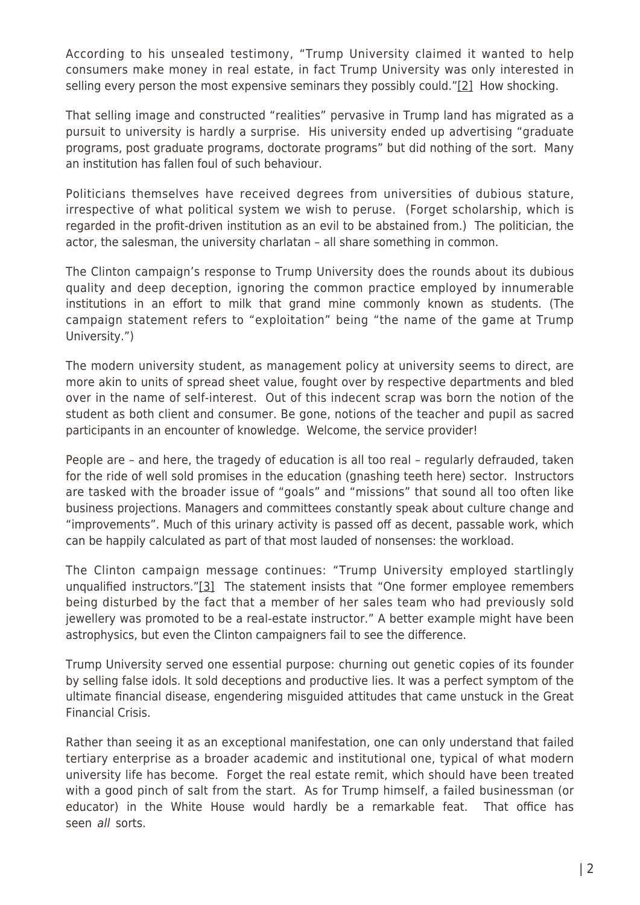According to his unsealed testimony, "Trump University claimed it wanted to help consumers make money in real estate, in fact Trump University was only interested in selling every person the most expensive seminars they possibly could."[2] How shocking.

That selling image and constructed "realities" pervasive in Trump land has migrated as a pursuit to university is hardly a surprise. His university ended up advertising "graduate programs, post graduate programs, doctorate programs" but did nothing of the sort. Many an institution has fallen foul of such behaviour.

Politicians themselves have received degrees from universities of dubious stature, irrespective of what political system we wish to peruse. (Forget scholarship, which is regarded in the profit-driven institution as an evil to be abstained from.) The politician, the actor, the salesman, the university charlatan – all share something in common.

The Clinton campaign's response to Trump University does the rounds about its dubious quality and deep deception, ignoring the common practice employed by innumerable institutions in an effort to milk that grand mine commonly known as students. (The campaign statement refers to "exploitation" being "the name of the game at Trump University.")

The modern university student, as management policy at university seems to direct, are more akin to units of spread sheet value, fought over by respective departments and bled over in the name of self-interest. Out of this indecent scrap was born the notion of the student as both client and consumer. Be gone, notions of the teacher and pupil as sacred participants in an encounter of knowledge. Welcome, the service provider!

People are – and here, the tragedy of education is all too real – regularly defrauded, taken for the ride of well sold promises in the education (gnashing teeth here) sector. Instructors are tasked with the broader issue of "goals" and "missions" that sound all too often like business projections. Managers and committees constantly speak about culture change and "improvements". Much of this urinary activity is passed off as decent, passable work, which can be happily calculated as part of that most lauded of nonsenses: the workload.

The Clinton campaign message continues: "Trump University employed startlingly unqualified instructors."[3] The statement insists that "One former employee remembers being disturbed by the fact that a member of her sales team who had previously sold jewellery was promoted to be a real-estate instructor." A better example might have been astrophysics, but even the Clinton campaigners fail to see the difference.

Trump University served one essential purpose: churning out genetic copies of its founder by selling false idols. It sold deceptions and productive lies. It was a perfect symptom of the ultimate financial disease, engendering misguided attitudes that came unstuck in the Great Financial Crisis.

Rather than seeing it as an exceptional manifestation, one can only understand that failed tertiary enterprise as a broader academic and institutional one, typical of what modern university life has become. Forget the real estate remit, which should have been treated with a good pinch of salt from the start. As for Trump himself, a failed businessman (or educator) in the White House would hardly be a remarkable feat. That office has seen *all* sorts.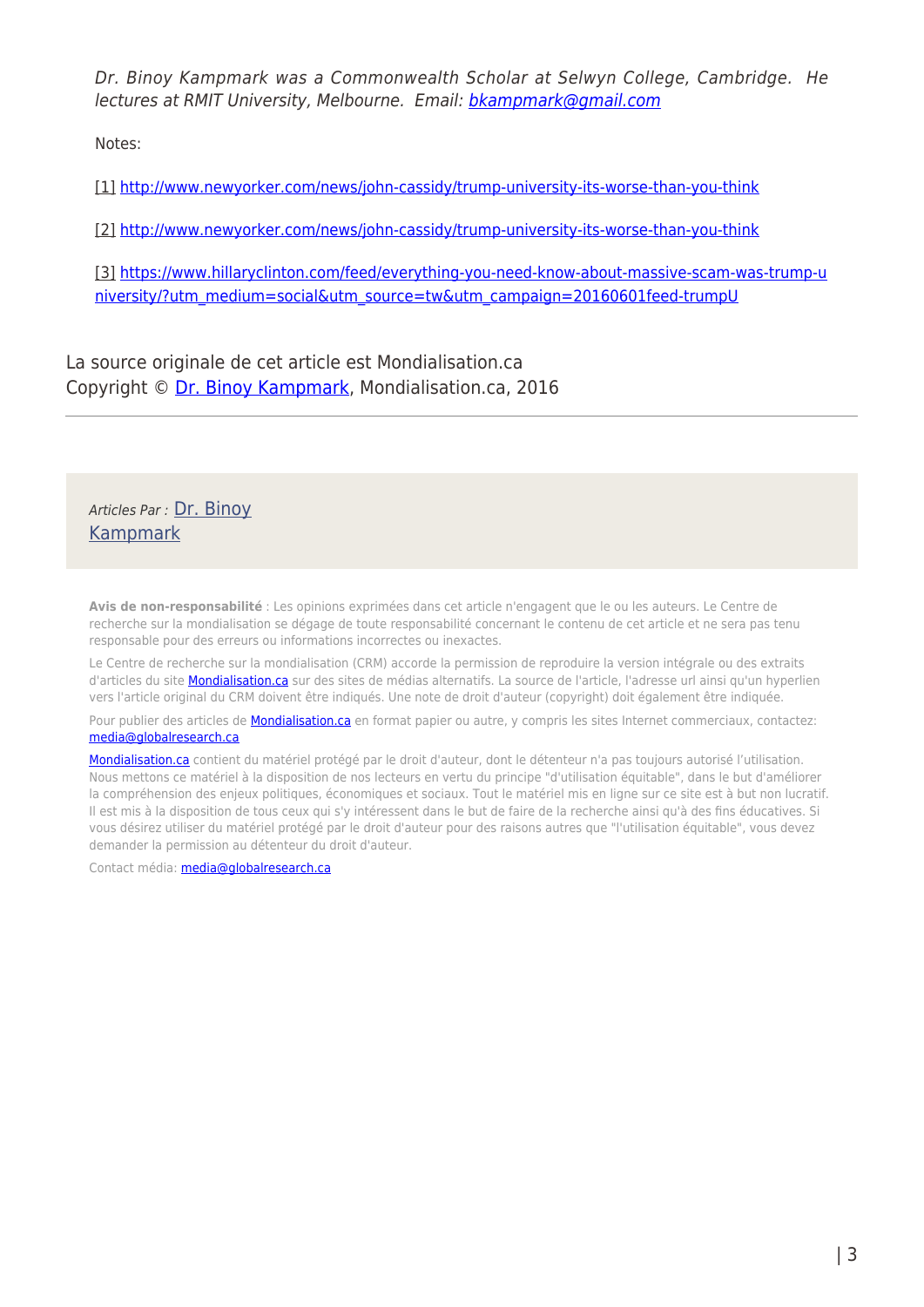*Dr. Binoy Kampmark was a Commonwealth Scholar at Selwyn College, Cambridge. He lectures at RMIT University, Melbourne. Email: bkampmark@gmail.com*

Notes:

[1] http://www.newyorker.com/news/john-cassidy/trump-university-its-worse-than-you-think

[2] http://www.newyorker.com/news/john-cassidy/trump-university-its-worse-than-you-think

[3] https://www.hillaryclinton.com/feed/everything-you-need-know-about-massive-scam-was-trump-university/?utm_medium=social&utm_source=tw&utm_campaign=20160601feed-trumpU

La source originale de cet article est Mondialisation.ca
Copyright © Dr. Binoy Kampmark, Mondialisation.ca, 2016

---

*Articles Par :* Dr. Binoy Kampmark

**Avis de non-responsabilité** : Les opinions exprimées dans cet article n'engagent que le ou les auteurs. Le Centre de recherche sur la mondialisation se dégage de toute responsabilité concernant le contenu de cet article et ne sera pas tenu responsable pour des erreurs ou informations incorrectes ou inexactes.

Le Centre de recherche sur la mondialisation (CRM) accorde la permission de reproduire la version intégrale ou des extraits d'articles du site Mondialisation.ca sur des sites de médias alternatifs. La source de l'article, l'adresse url ainsi qu'un hyperlien vers l'article original du CRM doivent être indiqués. Une note de droit d'auteur (copyright) doit également être indiquée.

Pour publier des articles de Mondialisation.ca en format papier ou autre, y compris les sites Internet commerciaux, contactez: media@globalresearch.ca

Mondialisation.ca contient du matériel protégé par le droit d'auteur, dont le détenteur n'a pas toujours autorisé l'utilisation. Nous mettons ce matériel à la disposition de nos lecteurs en vertu du principe "d'utilisation équitable", dans le but d'améliorer la compréhension des enjeux politiques, économiques et sociaux. Tout le matériel mis en ligne sur ce site est à but non lucratif. Il est mis à la disposition de tous ceux qui s'y intéressent dans le but de faire de la recherche ainsi qu'à des fins éducatives. Si vous désirez utiliser du matériel protégé par le droit d'auteur pour des raisons autres que "l'utilisation équitable", vous devez demander la permission au détenteur du droit d'auteur.

Contact média: media@globalresearch.ca